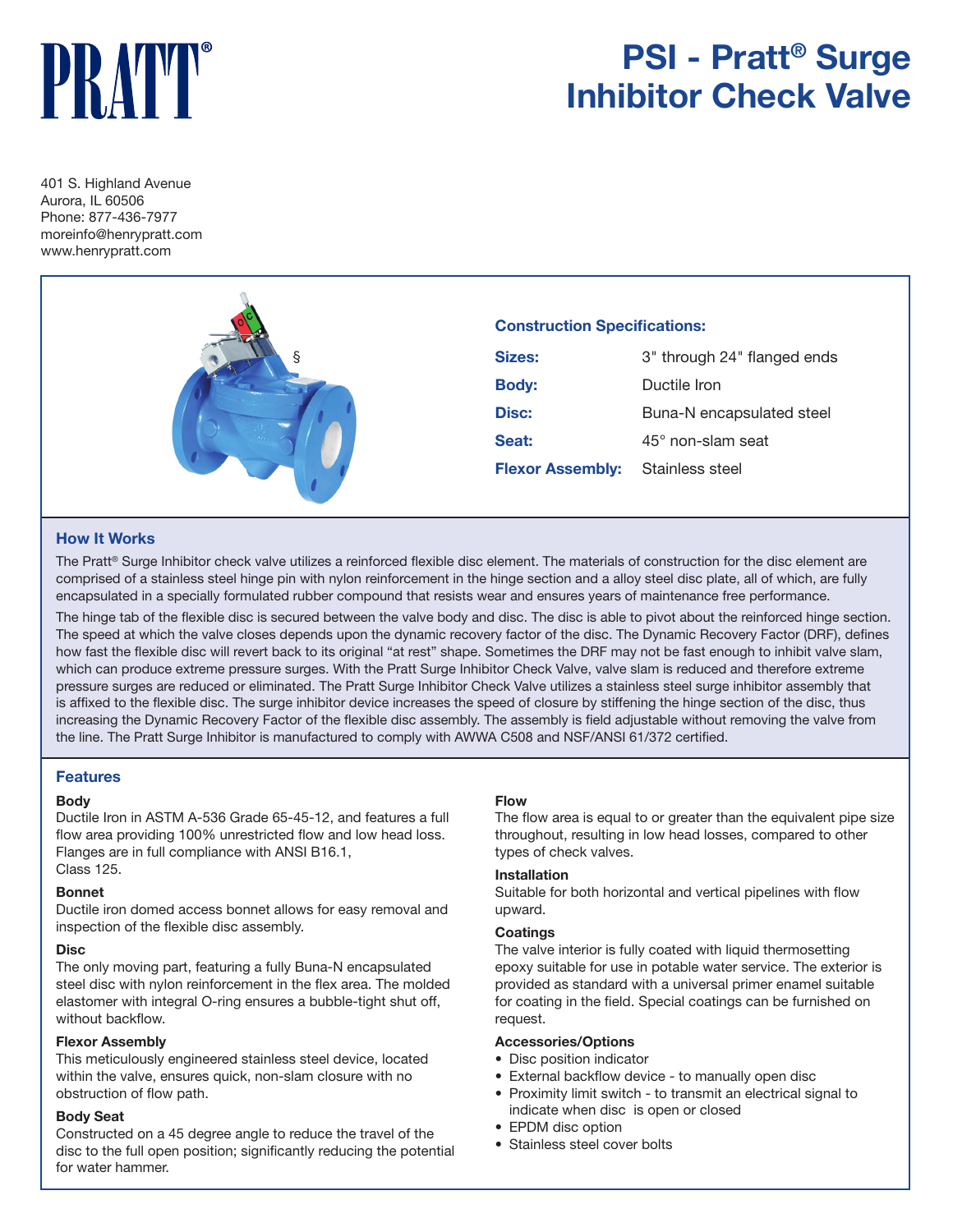# PRATT®

# PSI - Pratt® Surge Inhibitor Check Valve

401 S. Highland Avenue
Aurora, IL 60506
Phone: 877-436-7977
moreinfo@henrypratt.com
www.henrypratt.com

## Construction Specifications:

| | |
|---|---|
| **Sizes:** | 3" through 24" flanged ends |
| **Body:** | Ductile Iron |
| **Disc:** | Buna-N encapsulated steel |
| **Seat:** | 45° non-slam seat |
| **Flexor Assembly:** | Stainless steel |

## How It Works

The Pratt® Surge Inhibitor check valve utilizes a reinforced flexible disc element. The materials of construction for the disc element are comprised of a stainless steel hinge pin with nylon reinforcement in the hinge section and a alloy steel disc plate, all of which, are fully encapsulated in a specially formulated rubber compound that resists wear and ensures years of maintenance free performance.

The hinge tab of the flexible disc is secured between the valve body and disc. The disc is able to pivot about the reinforced hinge section. The speed at which the valve closes depends upon the dynamic recovery factor of the disc. The Dynamic Recovery Factor (DRF), defines how fast the flexible disc will revert back to its original "at rest" shape. Sometimes the DRF may not be fast enough to inhibit valve slam, which can produce extreme pressure surges. With the Pratt Surge Inhibitor Check Valve, valve slam is reduced and therefore extreme pressure surges are reduced or eliminated. The Pratt Surge Inhibitor Check Valve utilizes a stainless steel surge inhibitor assembly that is affixed to the flexible disc. The surge inhibitor device increases the speed of closure by stiffening the hinge section of the disc, thus increasing the Dynamic Recovery Factor of the flexible disc assembly. The assembly is field adjustable without removing the valve from the line. The Pratt Surge Inhibitor is manufactured to comply with AWWA C508 and NSF/ANSI 61/372 certified.

## Features

### Body
Ductile Iron in ASTM A-536 Grade 65-45-12, and features a full flow area providing 100% unrestricted flow and low head loss. Flanges are in full compliance with ANSI B16.1, Class 125.

### Bonnet
Ductile iron domed access bonnet allows for easy removal and inspection of the flexible disc assembly.

### Disc
The only moving part, featuring a fully Buna-N encapsulated steel disc with nylon reinforcement in the flex area. The molded elastomer with integral O-ring ensures a bubble-tight shut off, without backflow.

### Flexor Assembly
This meticulously engineered stainless steel device, located within the valve, ensures quick, non-slam closure with no obstruction of flow path.

### Body Seat
Constructed on a 45 degree angle to reduce the travel of the disc to the full open position; significantly reducing the potential for water hammer.

### Flow
The flow area is equal to or greater than the equivalent pipe size throughout, resulting in low head losses, compared to other types of check valves.

### Installation
Suitable for both horizontal and vertical pipelines with flow upward.

### Coatings
The valve interior is fully coated with liquid thermosetting epoxy suitable for use in potable water service. The exterior is provided as standard with a universal primer enamel suitable for coating in the field. Special coatings can be furnished on request.

### Accessories/Options
- Disc position indicator
- External backflow device - to manually open disc
- Proximity limit switch - to transmit an electrical signal to indicate when disc is open or closed
- EPDM disc option
- Stainless steel cover bolts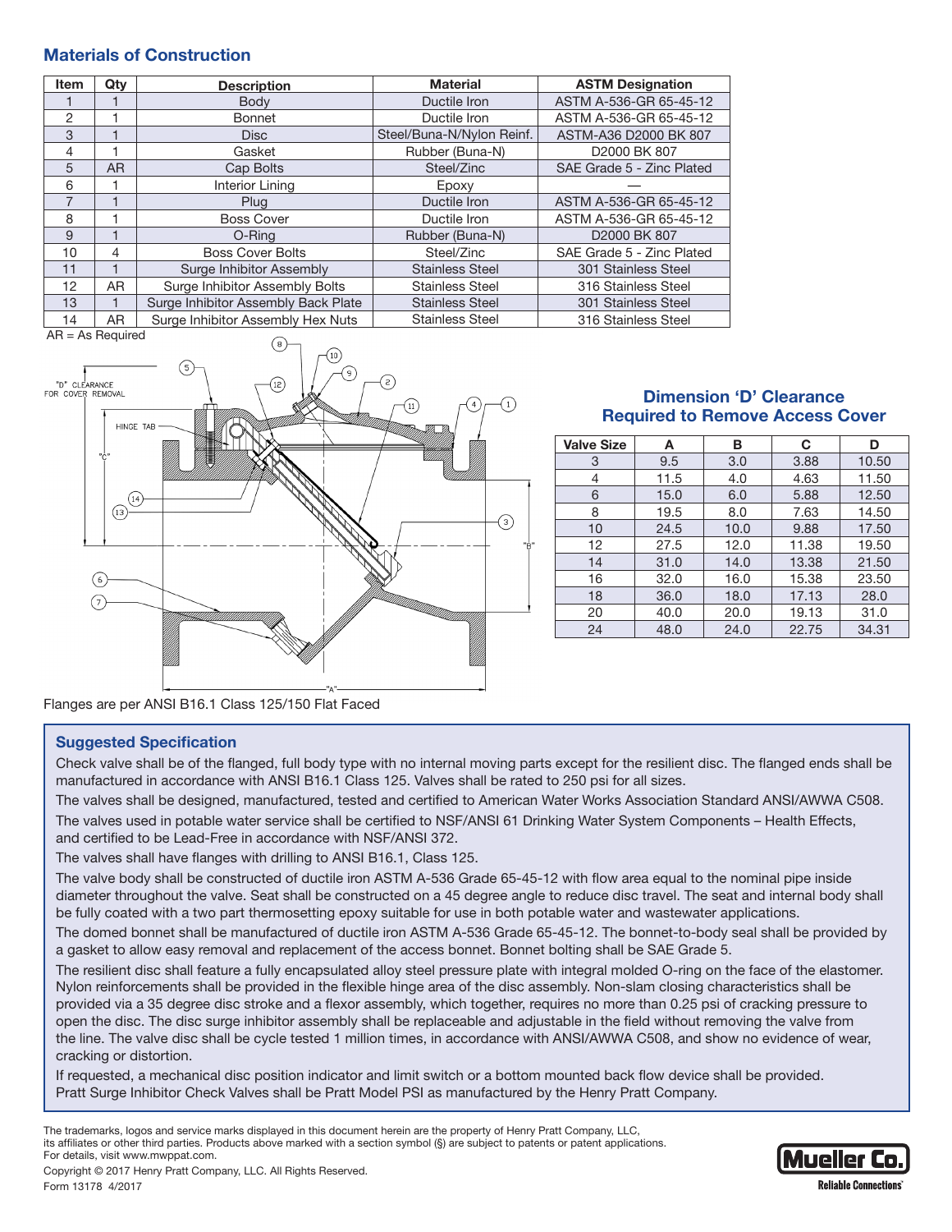## Materials of Construction

| Item | Qty | Description | Material | ASTM Designation |
|---|---|---|---|---|
| 1 | 1 | Body | Ductile Iron | ASTM A-536-GR 65-45-12 |
| 2 | 1 | Bonnet | Ductile Iron | ASTM A-536-GR 65-45-12 |
| 3 | 1 | Disc | Steel/Buna-N/Nylon Reinf. | ASTM-A36 D2000 BK 807 |
| 4 | 1 | Gasket | Rubber (Buna-N) | D2000 BK 807 |
| 5 | AR | Cap Bolts | Steel/Zinc | SAE Grade 5 - Zinc Plated |
| 6 | 1 | Interior Lining | Epoxy | — |
| 7 | 1 | Plug | Ductile Iron | ASTM A-536-GR 65-45-12 |
| 8 | 1 | Boss Cover | Ductile Iron | ASTM A-536-GR 65-45-12 |
| 9 | 1 | O-Ring | Rubber (Buna-N) | D2000 BK 807 |
| 10 | 4 | Boss Cover Bolts | Steel/Zinc | SAE Grade 5 - Zinc Plated |
| 11 | 1 | Surge Inhibitor Assembly | Stainless Steel | 301 Stainless Steel |
| 12 | AR | Surge Inhibitor Assembly Bolts | Stainless Steel | 316 Stainless Steel |
| 13 | 1 | Surge Inhibitor Assembly Back Plate | Stainless Steel | 301 Stainless Steel |
| 14 | AR | Surge Inhibitor Assembly Hex Nuts | Stainless Steel | 316 Stainless Steel |

AR = As Required

"D" CLEARANCE FOR COVER REMOVAL

HINGE TAB

"C"

"B"

"A"

8 10 9 2 5 12 11 4 1 14 13 3 6 7

Flanges are per ANSI B16.1 Class 125/150 Flat Faced

### Dimension 'D' Clearance Required to Remove Access Cover

| Valve Size | A | B | C | D |
|---|---|---|---|---|
| 3 | 9.5 | 3.0 | 3.88 | 10.50 |
| 4 | 11.5 | 4.0 | 4.63 | 11.50 |
| 6 | 15.0 | 6.0 | 5.88 | 12.50 |
| 8 | 19.5 | 8.0 | 7.63 | 14.50 |
| 10 | 24.5 | 10.0 | 9.88 | 17.50 |
| 12 | 27.5 | 12.0 | 11.38 | 19.50 |
| 14 | 31.0 | 14.0 | 13.38 | 21.50 |
| 16 | 32.0 | 16.0 | 15.38 | 23.50 |
| 18 | 36.0 | 18.0 | 17.13 | 28.0 |
| 20 | 40.0 | 20.0 | 19.13 | 31.0 |
| 24 | 48.0 | 24.0 | 22.75 | 34.31 |

### Suggested Specification

Check valve shall be of the flanged, full body type with no internal moving parts except for the resilient disc. The flanged ends shall be manufactured in accordance with ANSI B16.1 Class 125. Valves shall be rated to 250 psi for all sizes.

The valves shall be designed, manufactured, tested and certified to American Water Works Association Standard ANSI/AWWA C508.

The valves used in potable water service shall be certified to NSF/ANSI 61 Drinking Water System Components – Health Effects, and certified to be Lead-Free in accordance with NSF/ANSI 372.

The valves shall have flanges with drilling to ANSI B16.1, Class 125.

The valve body shall be constructed of ductile iron ASTM A-536 Grade 65-45-12 with flow area equal to the nominal pipe inside diameter throughout the valve. Seat shall be constructed on a 45 degree angle to reduce disc travel. The seat and internal body shall be fully coated with a two part thermosetting epoxy suitable for use in both potable water and wastewater applications.

The domed bonnet shall be manufactured of ductile iron ASTM A-536 Grade 65-45-12. The bonnet-to-body seal shall be provided by a gasket to allow easy removal and replacement of the access bonnet. Bonnet bolting shall be SAE Grade 5.

The resilient disc shall feature a fully encapsulated alloy steel pressure plate with integral molded O-ring on the face of the elastomer. Nylon reinforcements shall be provided in the flexible hinge area of the disc assembly. Non-slam closing characteristics shall be provided via a 35 degree disc stroke and a flexor assembly, which together, requires no more than 0.25 psi of cracking pressure to open the disc. The disc surge inhibitor assembly shall be replaceable and adjustable in the field without removing the valve from the line. The valve disc shall be cycle tested 1 million times, in accordance with ANSI/AWWA C508, and show no evidence of wear, cracking or distortion.

If requested, a mechanical disc position indicator and limit switch or a bottom mounted back flow device shall be provided. Pratt Surge Inhibitor Check Valves shall be Pratt Model PSI as manufactured by the Henry Pratt Company.

The trademarks, logos and service marks displayed in this document herein are the property of Henry Pratt Company, LLC, its affiliates or other third parties. Products above marked with a section symbol (§) are subject to patents or patent applications. For details, visit www.mwppat.com.

Copyright © 2017 Henry Pratt Company, LLC. All Rights Reserved.

Form 13178 4/2017

Mueller Co. Reliable Connections